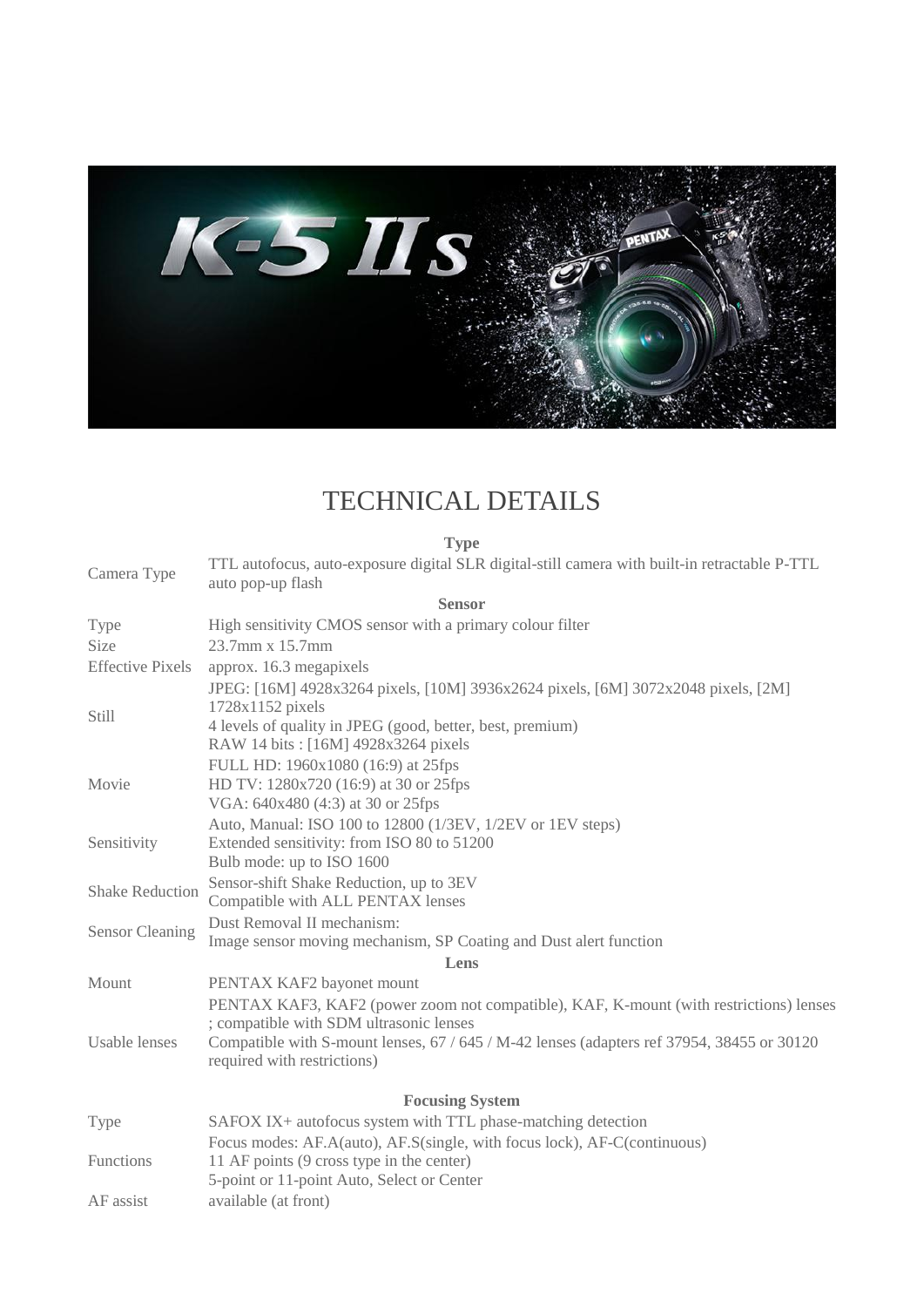# TECHNICAL DETAILS

| | |
|---|---|
| **Type** | |
| Camera Type | TTL autofocus, auto-exposure digital SLR digital-still camera with built-in retractable P-TTL auto pop-up flash |
| **Sensor** | |
| Type | High sensitivity CMOS sensor with a primary colour filter |
| Size | 23.7mm x 15.7mm |
| Effective Pixels | approx. 16.3 megapixels |
| Still | JPEG: [16M] 4928x3264 pixels, [10M] 3936x2624 pixels, [6M] 3072x2048 pixels, [2M] 1728x1152 pixels<br>4 levels of quality in JPEG (good, better, best, premium)<br>RAW 14 bits : [16M] 4928x3264 pixels |
| Movie | FULL HD: 1960x1080 (16:9) at 25fps<br>HD TV: 1280x720 (16:9) at 30 or 25fps<br>VGA: 640x480 (4:3) at 30 or 25fps |
| Sensitivity | Auto, Manual: ISO 100 to 12800 (1/3EV, 1/2EV or 1EV steps)<br>Extended sensitivity: from ISO 80 to 51200<br>Bulb mode: up to ISO 1600 |
| Shake Reduction | Sensor-shift Shake Reduction, up to 3EV<br>Compatible with ALL PENTAX lenses |
| Sensor Cleaning | Dust Removal II mechanism:<br>Image sensor moving mechanism, SP Coating and Dust alert function |
| **Lens** | |
| Mount | PENTAX KAF2 bayonet mount |
| Usable lenses | PENTAX KAF3, KAF2 (power zoom not compatible), KAF, K-mount (with restrictions) lenses ; compatible with SDM ultrasonic lenses<br>Compatible with S-mount lenses, 67 / 645 / M-42 lenses (adapters ref 37954, 38455 or 30120 required with restrictions) |
| **Focusing System** | |
| Type | SAFOX IX+ autofocus system with TTL phase-matching detection |
| Functions | Focus modes: AF.A(auto), AF.S(single, with focus lock), AF-C(continuous)<br>11 AF points (9 cross type in the center)<br>5-point or 11-point Auto, Select or Center |
| AF assist | available (at front) |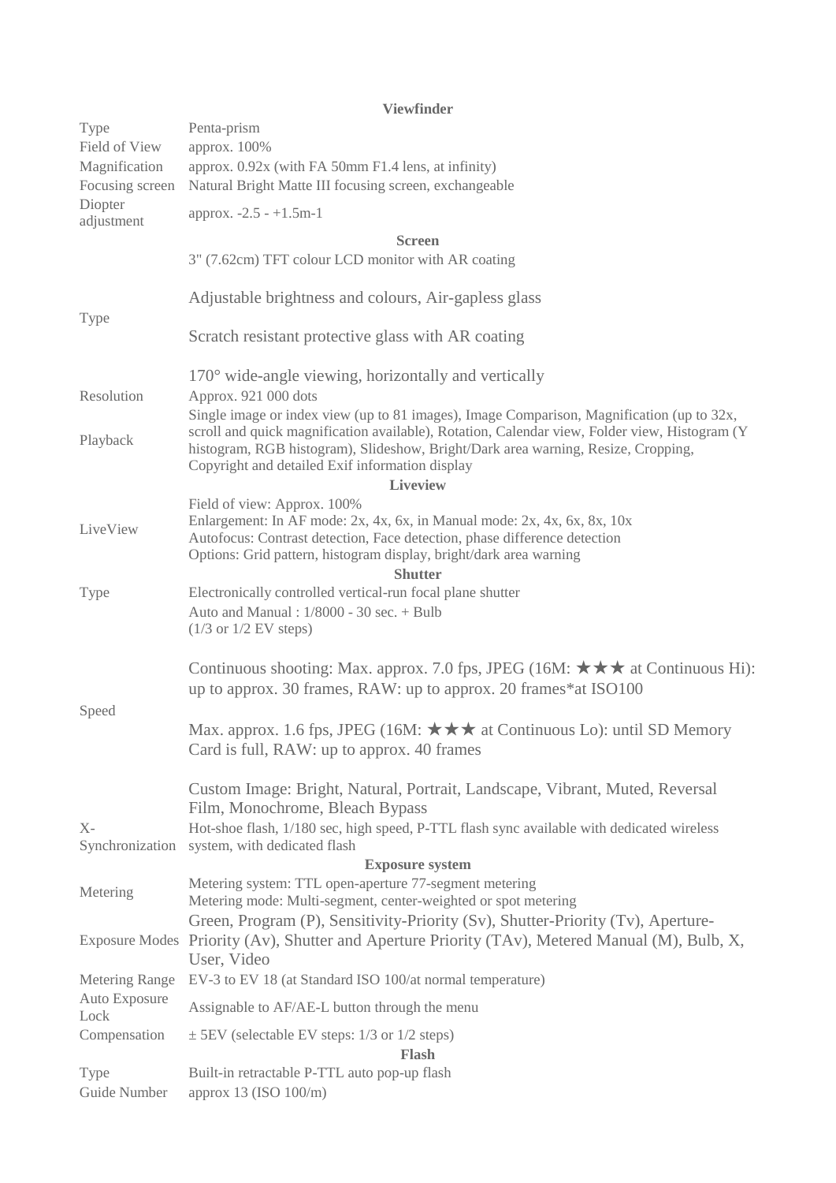| | Viewfinder |
|---|---|
| Type | Penta-prism |
| Field of View | approx. 100% |
| Magnification | approx. 0.92x (with FA 50mm F1.4 lens, at infinity) |
| Focusing screen | Natural Bright Matte III focusing screen, exchangeable |
| Diopter adjustment | approx. -2.5 - +1.5m-1 |
| | **Screen** |
| Type | 3" (7.62cm) TFT colour LCD monitor with AR coating<br><br>Adjustable brightness and colours, Air-gapless glass<br><br>Scratch resistant protective glass with AR coating<br><br>170° wide-angle viewing, horizontally and vertically |
| Resolution | Approx. 921 000 dots |
| Playback | Single image or index view (up to 81 images), Image Comparison, Magnification (up to 32x, scroll and quick magnification available), Rotation, Calendar view, Folder view, Histogram (Y histogram, RGB histogram), Slideshow, Bright/Dark area warning, Resize, Cropping, Copyright and detailed Exif information display |
| | **Liveview** |
| LiveView | Field of view: Approx. 100%<br>Enlargement: In AF mode: 2x, 4x, 6x, in Manual mode: 2x, 4x, 6x, 8x, 10x<br>Autofocus: Contrast detection, Face detection, phase difference detection<br>Options: Grid pattern, histogram display, bright/dark area warning |
| | **Shutter** |
| Type | Electronically controlled vertical-run focal plane shutter |
| Speed | Auto and Manual : 1/8000 - 30 sec. + Bulb<br>(1/3 or 1/2 EV steps)<br><br>Continuous shooting: Max. approx. 7.0 fps, JPEG (16M: ★★★ at Continuous Hi): up to approx. 30 frames, RAW: up to approx. 20 frames*at ISO100<br><br>Max. approx. 1.6 fps, JPEG (16M: ★★★ at Continuous Lo): until SD Memory Card is full, RAW: up to approx. 40 frames<br><br>Custom Image: Bright, Natural, Portrait, Landscape, Vibrant, Muted, Reversal Film, Monochrome, Bleach Bypass |
| X-Synchronization | Hot-shoe flash, 1/180 sec, high speed, P-TTL flash sync available with dedicated wireless system, with dedicated flash |
| | **Exposure system** |
| Metering | Metering system: TTL open-aperture 77-segment metering<br>Metering mode: Multi-segment, center-weighted or spot metering |
| Exposure Modes | Green, Program (P), Sensitivity-Priority (Sv), Shutter-Priority (Tv), Aperture-Priority (Av), Shutter and Aperture Priority (TAv), Metered Manual (M), Bulb, X, User, Video |
| Metering Range | EV-3 to EV 18 (at Standard ISO 100/at normal temperature) |
| Auto Exposure Lock | Assignable to AF/AE-L button through the menu |
| Compensation | ± 5EV (selectable EV steps: 1/3 or 1/2 steps) |
| | **Flash** |
| Type | Built-in retractable P-TTL auto pop-up flash |
| Guide Number | approx 13 (ISO 100/m) |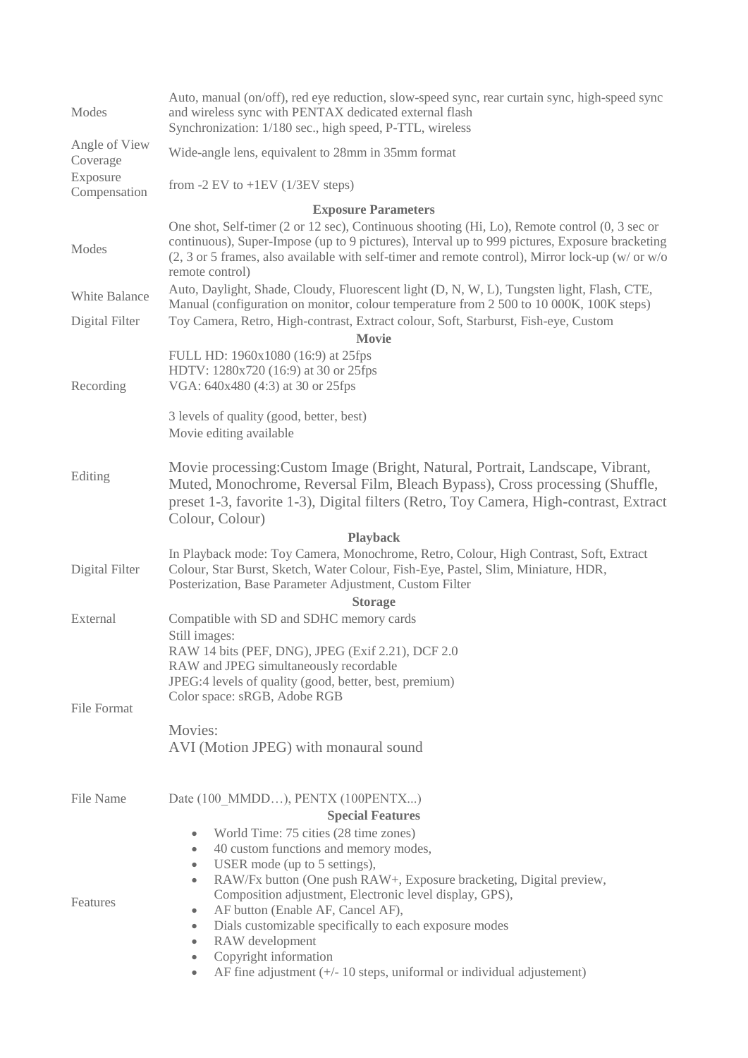| | |
|---|---|
| Modes | Auto, manual (on/off), red eye reduction, slow-speed sync, rear curtain sync, high-speed sync and wireless sync with PENTAX dedicated external flash<br>Synchronization: 1/180 sec., high speed, P-TTL, wireless |
| Angle of View Coverage | Wide-angle lens, equivalent to 28mm in 35mm format |
| Exposure Compensation | from -2 EV to +1EV (1/3EV steps) |
| **Exposure Parameters** | |
| Modes | One shot, Self-timer (2 or 12 sec), Continuous shooting (Hi, Lo), Remote control (0, 3 sec or continuous), Super-Impose (up to 9 pictures), Interval up to 999 pictures, Exposure bracketing (2, 3 or 5 frames, also available with self-timer and remote control), Mirror lock-up (w/ or w/o remote control) |
| White Balance | Auto, Daylight, Shade, Cloudy, Fluorescent light (D, N, W, L), Tungsten light, Flash, CTE, Manual (configuration on monitor, colour temperature from 2 500 to 10 000K, 100K steps) |
| Digital Filter | Toy Camera, Retro, High-contrast, Extract colour, Soft, Starburst, Fish-eye, Custom |
| **Movie** | |
| Recording | FULL HD: 1960x1080 (16:9) at 25fps<br>HDTV: 1280x720 (16:9) at 30 or 25fps<br>VGA: 640x480 (4:3) at 30 or 25fps<br><br>3 levels of quality (good, better, best) |
| Editing | Movie editing available<br><br>Movie processing:Custom Image (Bright, Natural, Portrait, Landscape, Vibrant, Muted, Monochrome, Reversal Film, Bleach Bypass), Cross processing (Shuffle, preset 1-3, favorite 1-3), Digital filters (Retro, Toy Camera, High-contrast, Extract Colour, Colour) |
| **Playback** | |
| Digital Filter | In Playback mode: Toy Camera, Monochrome, Retro, Colour, High Contrast, Soft, Extract Colour, Star Burst, Sketch, Water Colour, Fish-Eye, Pastel, Slim, Miniature, HDR, Posterization, Base Parameter Adjustment, Custom Filter |
| **Storage** | |
| External | Compatible with SD and SDHC memory cards |
| File Format | Still images:<br>RAW 14 bits (PEF, DNG), JPEG (Exif 2.21), DCF 2.0<br>RAW and JPEG simultaneously recordable<br>JPEG:4 levels of quality (good, better, best, premium)<br>Color space: sRGB, Adobe RGB<br><br>Movies:<br>AVI (Motion JPEG) with monaural sound |
| File Name | Date (100_MMDD…), PENTX (100PENTX...) |
| **Special Features** | |
| Features | • World Time: 75 cities (28 time zones)<br>• 40 custom functions and memory modes,<br>• USER mode (up to 5 settings),<br>• RAW/Fx button (One push RAW+, Exposure bracketing, Digital preview, Composition adjustment, Electronic level display, GPS),<br>• AF button (Enable AF, Cancel AF),<br>• Dials customizable specifically to each exposure modes<br>• RAW development<br>• Copyright information<br>• AF fine adjustment (+/- 10 steps, uniformal or individual adjustement) |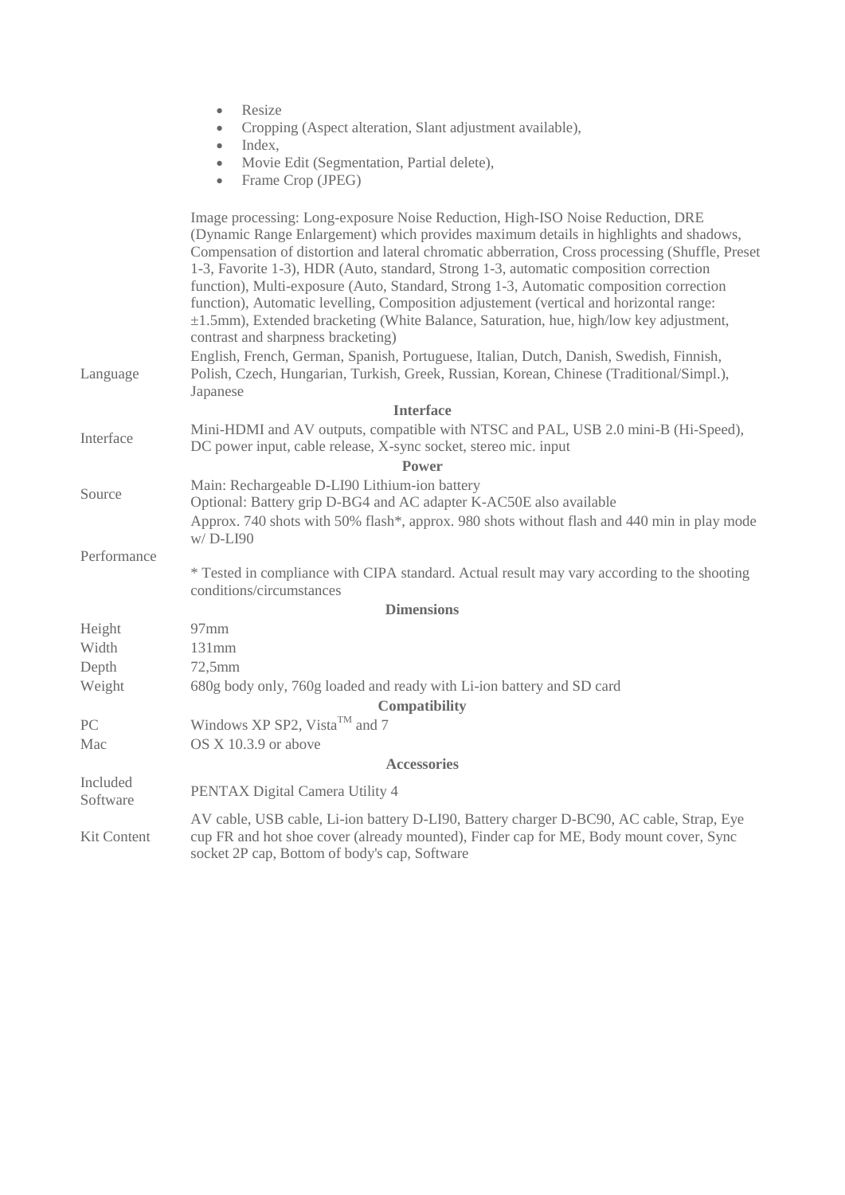- Resize
- Cropping (Aspect alteration, Slant adjustment available),
- Index,
- Movie Edit (Segmentation, Partial delete),
- Frame Crop (JPEG)

| | |
|---|---|
| | Image processing: Long-exposure Noise Reduction, High-ISO Noise Reduction, DRE (Dynamic Range Enlargement) which provides maximum details in highlights and shadows, Compensation of distortion and lateral chromatic abberration, Cross processing (Shuffle, Preset 1-3, Favorite 1-3), HDR (Auto, standard, Strong 1-3, automatic composition correction function), Multi-exposure (Auto, Standard, Strong 1-3, Automatic composition correction function), Automatic levelling, Composition adjustement (vertical and horizontal range: ±1.5mm), Extended bracketing (White Balance, Saturation, hue, high/low key adjustment, contrast and sharpness bracketing) |
| Language | English, French, German, Spanish, Portuguese, Italian, Dutch, Danish, Swedish, Finnish, Polish, Czech, Hungarian, Turkish, Greek, Russian, Korean, Chinese (Traditional/Simpl.), Japanese |
| | **Interface** |
| Interface | Mini-HDMI and AV outputs, compatible with NTSC and PAL, USB 2.0 mini-B (Hi-Speed), DC power input, cable release, X-sync socket, stereo mic. input |
| | **Power** |
| Source | Main: Rechargeable D-LI90 Lithium-ion battery<br>Optional: Battery grip D-BG4 and AC adapter K-AC50E also available |
| Performance | Approx. 740 shots with 50% flash*, approx. 980 shots without flash and 440 min in play mode w/ D-LI90<br><br>* Tested in compliance with CIPA standard. Actual result may vary according to the shooting conditions/circumstances |
| | **Dimensions** |
| Height | 97mm |
| Width | 131mm |
| Depth | 72,5mm |
| Weight | 680g body only, 760g loaded and ready with Li-ion battery and SD card |
| | **Compatibility** |
| PC | Windows XP SP2, Vista™ and 7 |
| Mac | OS X 10.3.9 or above |
| | **Accessories** |
| Included Software | PENTAX Digital Camera Utility 4 |
| Kit Content | AV cable, USB cable, Li-ion battery D-LI90, Battery charger D-BC90, AC cable, Strap, Eye cup FR and hot shoe cover (already mounted), Finder cap for ME, Body mount cover, Sync socket 2P cap, Bottom of body's cap, Software |